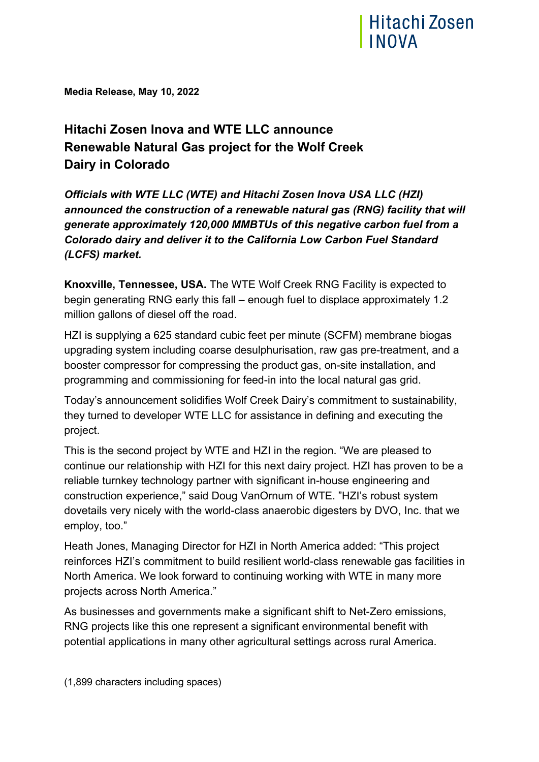**Media Release, May 10, 2022**

# Hitachi Zosen Inova and WTE LLC announce Renewable Natural Gas project for the Wolf Creek Dairy in Colorado

***Officials with WTE LLC (WTE) and Hitachi Zosen Inova USA LLC (HZI) announced the construction of a renewable natural gas (RNG) facility that will generate approximately 120,000 MMBTUs of this negative carbon fuel from a Colorado dairy and deliver it to the California Low Carbon Fuel Standard (LCFS) market.***

**Knoxville, Tennessee, USA.** The WTE Wolf Creek RNG Facility is expected to begin generating RNG early this fall – enough fuel to displace approximately 1.2 million gallons of diesel off the road.

HZI is supplying a 625 standard cubic feet per minute (SCFM) membrane biogas upgrading system including coarse desulphurisation, raw gas pre-treatment, and a booster compressor for compressing the product gas, on-site installation, and programming and commissioning for feed-in into the local natural gas grid.

Today's announcement solidifies Wolf Creek Dairy's commitment to sustainability, they turned to developer WTE LLC for assistance in defining and executing the project.

This is the second project by WTE and HZI in the region. "We are pleased to continue our relationship with HZI for this next dairy project. HZI has proven to be a reliable turnkey technology partner with significant in-house engineering and construction experience," said Doug VanOrnum of WTE. "HZI's robust system dovetails very nicely with the world-class anaerobic digesters by DVO, Inc. that we employ, too."

Heath Jones, Managing Director for HZI in North America added: "This project reinforces HZI's commitment to build resilient world-class renewable gas facilities in North America. We look forward to continuing working with WTE in many more projects across North America."

As businesses and governments make a significant shift to Net-Zero emissions, RNG projects like this one represent a significant environmental benefit with potential applications in many other agricultural settings across rural America.

(1,899 characters including spaces)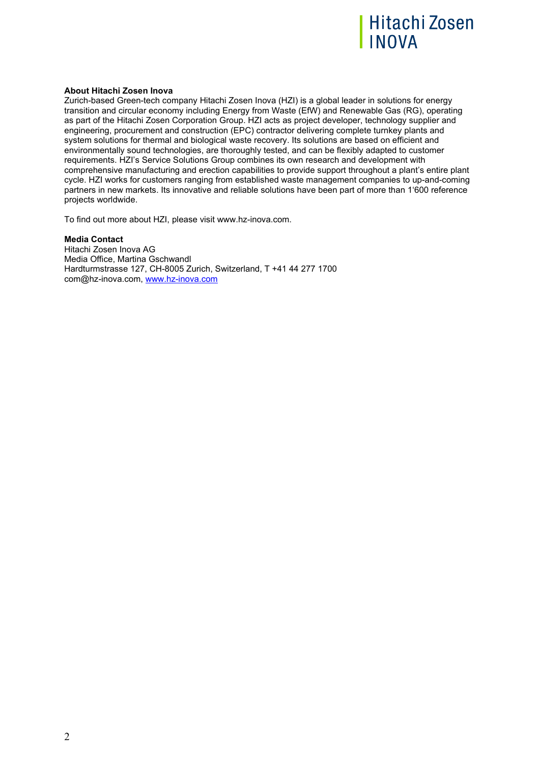**About Hitachi Zosen Inova**

Zurich-based Green-tech company Hitachi Zosen Inova (HZI) is a global leader in solutions for energy transition and circular economy including Energy from Waste (EfW) and Renewable Gas (RG), operating as part of the Hitachi Zosen Corporation Group. HZI acts as project developer, technology supplier and engineering, procurement and construction (EPC) contractor delivering complete turnkey plants and system solutions for thermal and biological waste recovery. Its solutions are based on efficient and environmentally sound technologies, are thoroughly tested, and can be flexibly adapted to customer requirements. HZI's Service Solutions Group combines its own research and development with comprehensive manufacturing and erection capabilities to provide support throughout a plant's entire plant cycle. HZI works for customers ranging from established waste management companies to up-and-coming partners in new markets. Its innovative and reliable solutions have been part of more than 1'600 reference projects worldwide.

To find out more about HZI, please visit www.hz-inova.com.

**Media Contact**

Hitachi Zosen Inova AG
Media Office, Martina Gschwandl
Hardturmstrasse 127, CH-8005 Zurich, Switzerland, T +41 44 277 1700
com@hz-inova.com, www.hz-inova.com